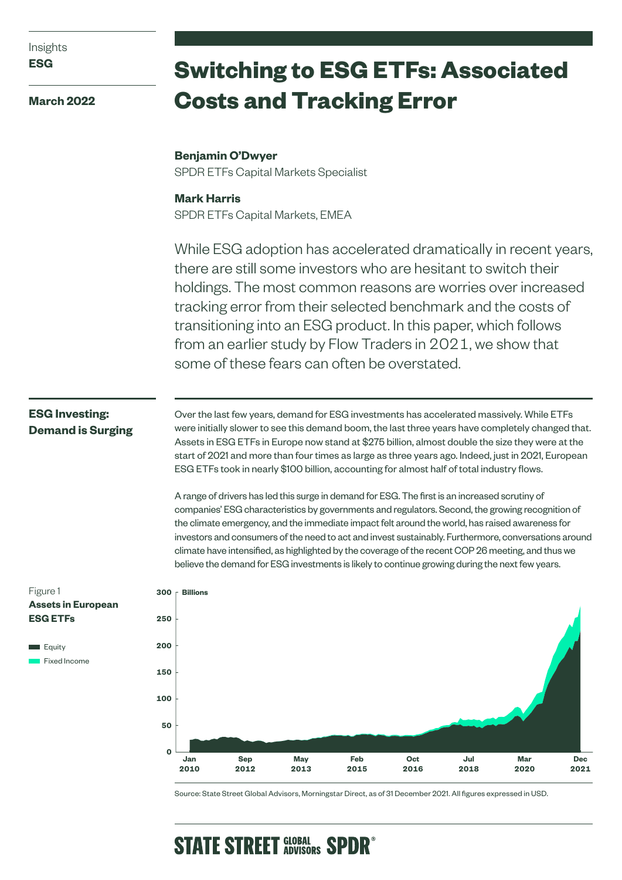Insights
**ESG**

**March 2022**

# Switching to ESG ETFs: Associated Costs and Tracking Error

**Benjamin O'Dwyer**
SPDR ETFs Capital Markets Specialist

**Mark Harris**
SPDR ETFs Capital Markets, EMEA

While ESG adoption has accelerated dramatically in recent years, there are still some investors who are hesitant to switch their holdings. The most common reasons are worries over increased tracking error from their selected benchmark and the costs of transitioning into an ESG product. In this paper, which follows from an earlier study by Flow Traders in 2021, we show that some of these fears can often be overstated.

## ESG Investing: Demand is Surging

Over the last few years, demand for ESG investments has accelerated massively. While ETFs were initially slower to see this demand boom, the last three years have completely changed that. Assets in ESG ETFs in Europe now stand at $275 billion, almost double the size they were at the start of 2021 and more than four times as large as three years ago. Indeed, just in 2021, European ESG ETFs took in nearly $100 billion, accounting for almost half of total industry flows.

A range of drivers has led this surge in demand for ESG. The first is an increased scrutiny of companies' ESG characteristics by governments and regulators. Second, the growing recognition of the climate emergency, and the immediate impact felt around the world, has raised awareness for investors and consumers of the need to act and invest sustainably. Furthermore, conversations around climate have intensified, as highlighted by the coverage of the recent COP 26 meeting, and thus we believe the demand for ESG investments is likely to continue growing during the next few years.

Figure 1
**Assets in European ESG ETFs**

Equity
Fixed Income

Billions (y-axis: 0–300); x-axis: Jan 2010, Sep 2012, May 2013, Feb 2015, Oct 2016, Jul 2018, Mar 2020, Dec 2021

Source: State Street Global Advisors, Morningstar Direct, as of 31 December 2021. All figures expressed in USD.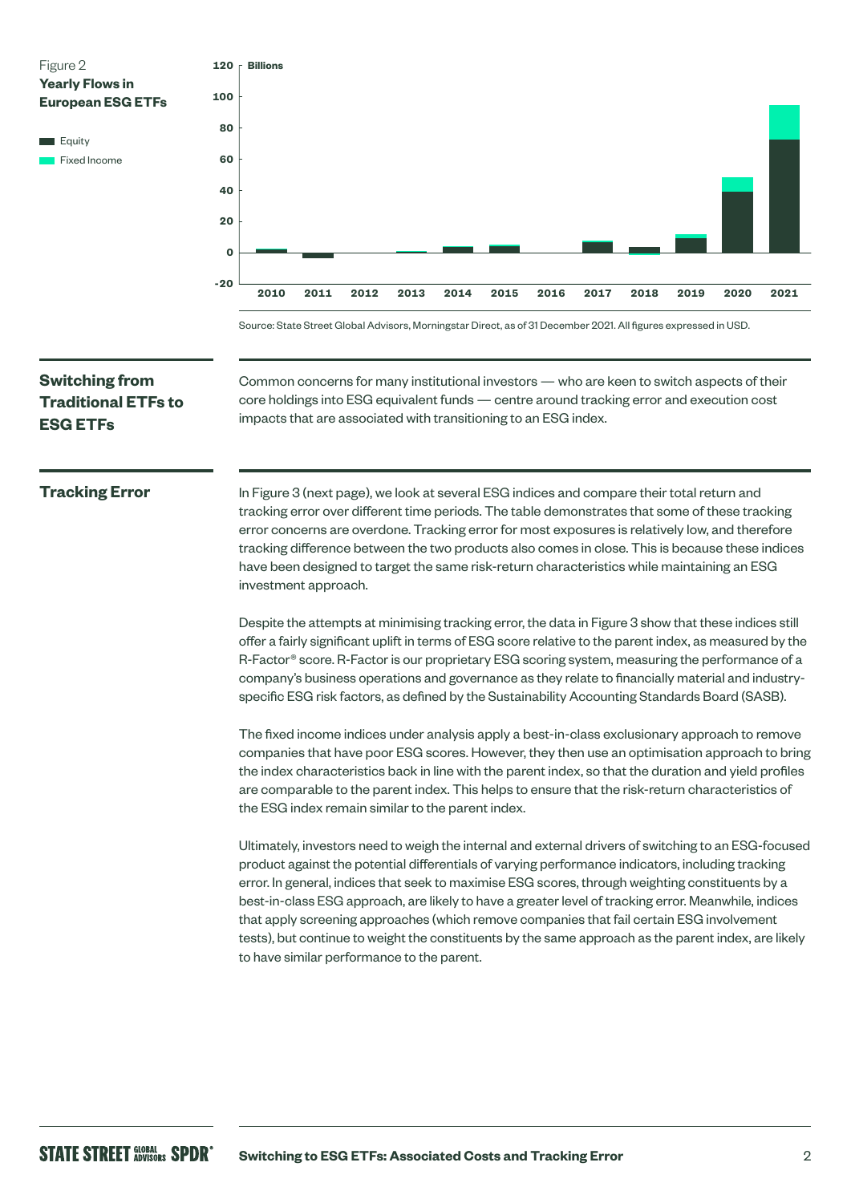Figure 2
**Yearly Flows in European ESG ETFs**

Source: State Street Global Advisors, Morningstar Direct, as of 31 December 2021. All figures expressed in USD.

## Switching from Traditional ETFs to ESG ETFs

Common concerns for many institutional investors — who are keen to switch aspects of their core holdings into ESG equivalent funds — centre around tracking error and execution cost impacts that are associated with transitioning to an ESG index.

## Tracking Error

In Figure 3 (next page), we look at several ESG indices and compare their total return and tracking error over different time periods. The table demonstrates that some of these tracking error concerns are overdone. Tracking error for most exposures is relatively low, and therefore tracking difference between the two products also comes in close. This is because these indices have been designed to target the same risk-return characteristics while maintaining an ESG investment approach.

Despite the attempts at minimising tracking error, the data in Figure 3 show that these indices still offer a fairly significant uplift in terms of ESG score relative to the parent index, as measured by the R-Factor® score. R-Factor is our proprietary ESG scoring system, measuring the performance of a company's business operations and governance as they relate to financially material and industry-specific ESG risk factors, as defined by the Sustainability Accounting Standards Board (SASB).

The fixed income indices under analysis apply a best-in-class exclusionary approach to remove companies that have poor ESG scores. However, they then use an optimisation approach to bring the index characteristics back in line with the parent index, so that the duration and yield profiles are comparable to the parent index. This helps to ensure that the risk-return characteristics of the ESG index remain similar to the parent index.

Ultimately, investors need to weigh the internal and external drivers of switching to an ESG-focused product against the potential differentials of varying performance indicators, including tracking error. In general, indices that seek to maximise ESG scores, through weighting constituents by a best-in-class ESG approach, are likely to have a greater level of tracking error. Meanwhile, indices that apply screening approaches (which remove companies that fail certain ESG involvement tests), but continue to weight the constituents by the same approach as the parent index, are likely to have similar performance to the parent.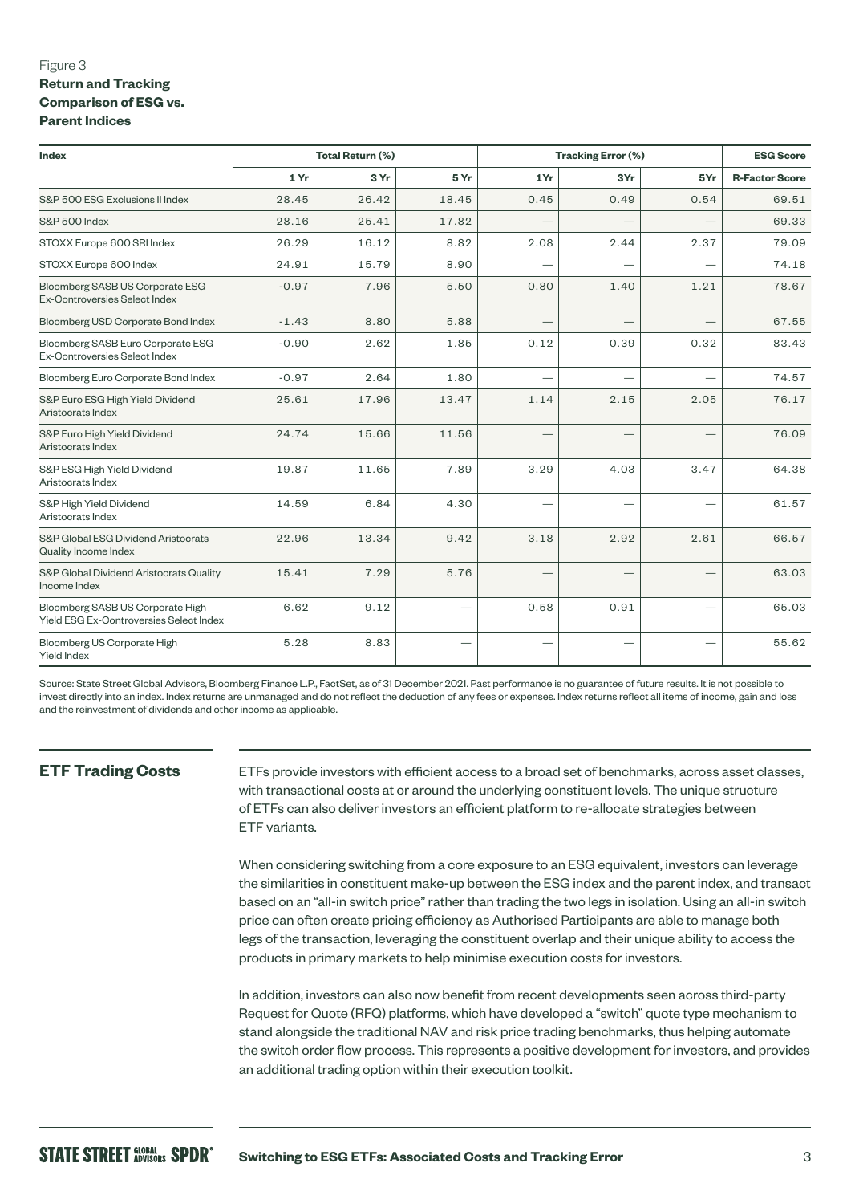Figure 3

**Return and Tracking Comparison of ESG vs. Parent Indices**

| Index | Total Return (%) | | | Tracking Error (%) | | | ESG Score |
|---|---|---|---|---|---|---|---|
| | 1 Yr | 3 Yr | 5 Yr | 1Yr | 3Yr | 5Yr | R-Factor Score |
| S&P 500 ESG Exclusions II Index | 28.45 | 26.42 | 18.45 | 0.45 | 0.49 | 0.54 | 69.51 |
| S&P 500 Index | 28.16 | 25.41 | 17.82 | — | — | — | 69.33 |
| STOXX Europe 600 SRI Index | 26.29 | 16.12 | 8.82 | 2.08 | 2.44 | 2.37 | 79.09 |
| STOXX Europe 600 Index | 24.91 | 15.79 | 8.90 | — | — | — | 74.18 |
| Bloomberg SASB US Corporate ESG Ex-Controversies Select Index | -0.97 | 7.96 | 5.50 | 0.80 | 1.40 | 1.21 | 78.67 |
| Bloomberg USD Corporate Bond Index | -1.43 | 8.80 | 5.88 | — | — | — | 67.55 |
| Bloomberg SASB Euro Corporate ESG Ex-Controversies Select Index | -0.90 | 2.62 | 1.85 | 0.12 | 0.39 | 0.32 | 83.43 |
| Bloomberg Euro Corporate Bond Index | -0.97 | 2.64 | 1.80 | — | — | — | 74.57 |
| S&P Euro ESG High Yield Dividend Aristocrats Index | 25.61 | 17.96 | 13.47 | 1.14 | 2.15 | 2.05 | 76.17 |
| S&P Euro High Yield Dividend Aristocrats Index | 24.74 | 15.66 | 11.56 | — | — | — | 76.09 |
| S&P ESG High Yield Dividend Aristocrats Index | 19.87 | 11.65 | 7.89 | 3.29 | 4.03 | 3.47 | 64.38 |
| S&P High Yield Dividend Aristocrats Index | 14.59 | 6.84 | 4.30 | — | — | — | 61.57 |
| S&P Global ESG Dividend Aristocrats Quality Income Index | 22.96 | 13.34 | 9.42 | 3.18 | 2.92 | 2.61 | 66.57 |
| S&P Global Dividend Aristocrats Quality Income Index | 15.41 | 7.29 | 5.76 | — | — | — | 63.03 |
| Bloomberg SASB US Corporate High Yield ESG Ex-Controversies Select Index | 6.62 | 9.12 | — | 0.58 | 0.91 | — | 65.03 |
| Bloomberg US Corporate High Yield Index | 5.28 | 8.83 | — | — | — | — | 55.62 |

Source: State Street Global Advisors, Bloomberg Finance L.P., FactSet, as of 31 December 2021. Past performance is no guarantee of future results. It is not possible to invest directly into an index. Index returns are unmanaged and do not reflect the deduction of any fees or expenses. Index returns reflect all items of income, gain and loss and the reinvestment of dividends and other income as applicable.

## ETF Trading Costs

ETFs provide investors with efficient access to a broad set of benchmarks, across asset classes, with transactional costs at or around the underlying constituent levels. The unique structure of ETFs can also deliver investors an efficient platform to re-allocate strategies between ETF variants.

When considering switching from a core exposure to an ESG equivalent, investors can leverage the similarities in constituent make-up between the ESG index and the parent index, and transact based on an "all-in switch price" rather than trading the two legs in isolation. Using an all-in switch price can often create pricing efficiency as Authorised Participants are able to manage both legs of the transaction, leveraging the constituent overlap and their unique ability to access the products in primary markets to help minimise execution costs for investors.

In addition, investors can also now benefit from recent developments seen across third-party Request for Quote (RFQ) platforms, which have developed a "switch" quote type mechanism to stand alongside the traditional NAV and risk price trading benchmarks, thus helping automate the switch order flow process. This represents a positive development for investors, and provides an additional trading option within their execution toolkit.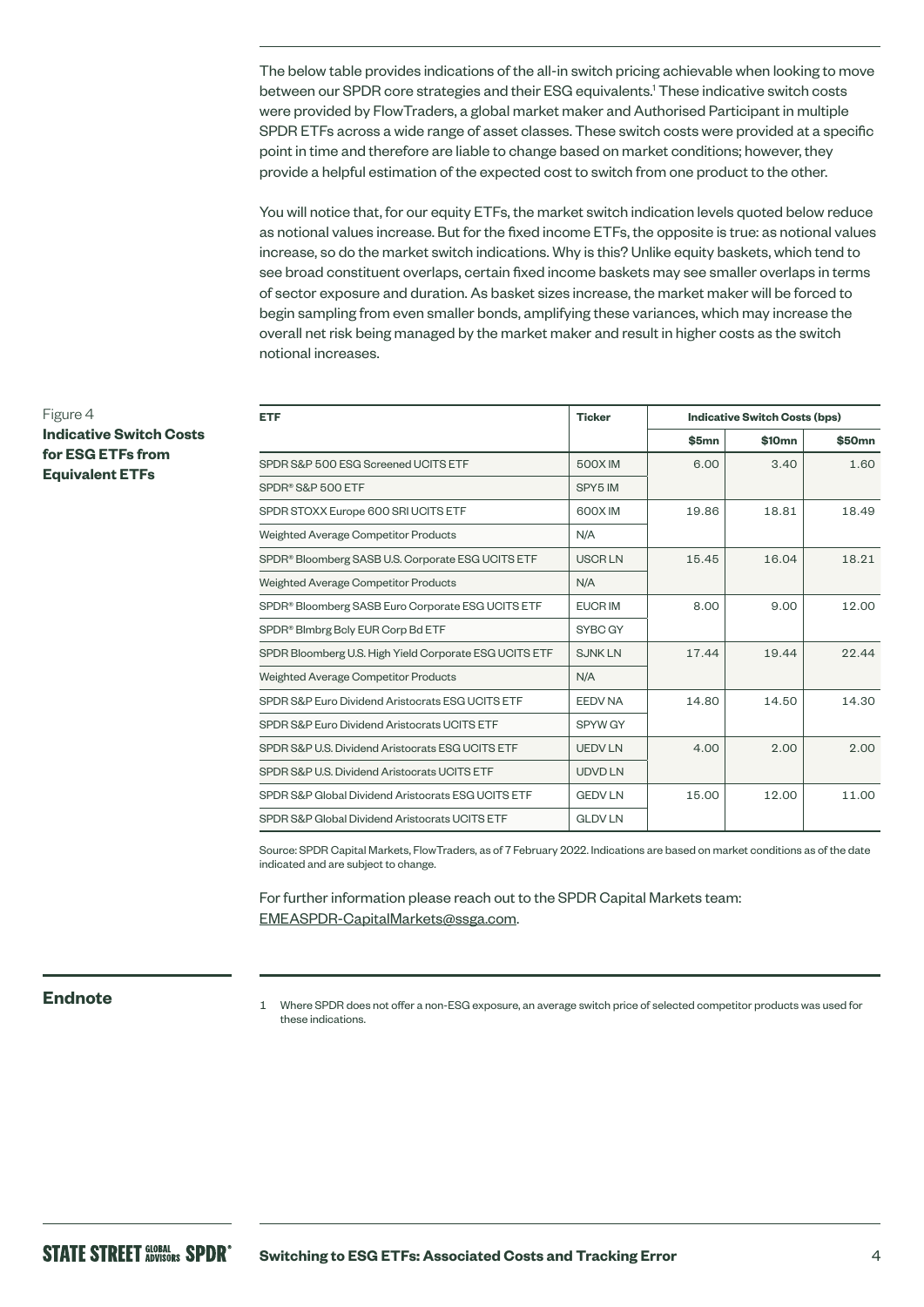The below table provides indications of the all-in switch pricing achievable when looking to move between our SPDR core strategies and their ESG equivalents.[1] These indicative switch costs were provided by FlowTraders, a global market maker and Authorised Participant in multiple SPDR ETFs across a wide range of asset classes. These switch costs were provided at a specific point in time and therefore are liable to change based on market conditions; however, they provide a helpful estimation of the expected cost to switch from one product to the other.

You will notice that, for our equity ETFs, the market switch indication levels quoted below reduce as notional values increase. But for the fixed income ETFs, the opposite is true: as notional values increase, so do the market switch indications. Why is this? Unlike equity baskets, which tend to see broad constituent overlaps, certain fixed income baskets may see smaller overlaps in terms of sector exposure and duration. As basket sizes increase, the market maker will be forced to begin sampling from even smaller bonds, amplifying these variances, which may increase the overall net risk being managed by the market maker and result in higher costs as the switch notional increases.

Figure 4
**Indicative Switch Costs for ESG ETFs from Equivalent ETFs**

| ETF | Ticker | Indicative Switch Costs (bps) | | |
|---|---|---|---|---|
| | | $5mn | $10mn | $50mn |
| SPDR S&P 500 ESG Screened UCITS ETF | 500X IM | 6.00 | 3.40 | 1.60 |
| SPDR® S&P 500 ETF | SPY5 IM | | | |
| SPDR STOXX Europe 600 SRI UCITS ETF | 600X IM | 19.86 | 18.81 | 18.49 |
| Weighted Average Competitor Products | N/A | | | |
| SPDR® Bloomberg SASB U.S. Corporate ESG UCITS ETF | USCR LN | 15.45 | 16.04 | 18.21 |
| Weighted Average Competitor Products | N/A | | | |
| SPDR® Bloomberg SASB Euro Corporate ESG UCITS ETF | EUCR IM | 8.00 | 9.00 | 12.00 |
| SPDR® Blmbrg Bcly EUR Corp Bd ETF | SYBC GY | | | |
| SPDR Bloomberg U.S. High Yield Corporate ESG UCITS ETF | SJNK LN | 17.44 | 19.44 | 22.44 |
| Weighted Average Competitor Products | N/A | | | |
| SPDR S&P Euro Dividend Aristocrats ESG UCITS ETF | EEDV NA | 14.80 | 14.50 | 14.30 |
| SPDR S&P Euro Dividend Aristocrats UCITS ETF | SPYW GY | | | |
| SPDR S&P U.S. Dividend Aristocrats ESG UCITS ETF | UEDV LN | 4.00 | 2.00 | 2.00 |
| SPDR S&P U.S. Dividend Aristocrats UCITS ETF | UDVD LN | | | |
| SPDR S&P Global Dividend Aristocrats ESG UCITS ETF | GEDV LN | 15.00 | 12.00 | 11.00 |
| SPDR S&P Global Dividend Aristocrats UCITS ETF | GLDV LN | | | |

Source: SPDR Capital Markets, FlowTraders, as of 7 February 2022. Indications are based on market conditions as of the date indicated and are subject to change.

For further information please reach out to the SPDR Capital Markets team: EMEASPDR-CapitalMarkets@ssga.com.

## Endnote

1 Where SPDR does not offer a non-ESG exposure, an average switch price of selected competitor products was used for these indications.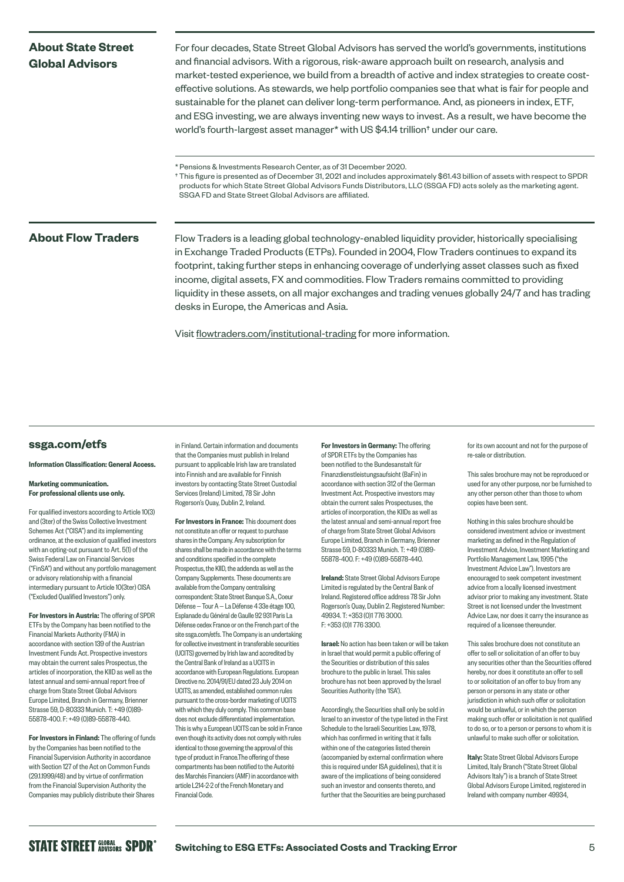## About State Street Global Advisors

For four decades, State Street Global Advisors has served the world's governments, institutions and financial advisors. With a rigorous, risk-aware approach built on research, analysis and market-tested experience, we build from a breadth of active and index strategies to create cost-effective solutions. As stewards, we help portfolio companies see that what is fair for people and sustainable for the planet can deliver long-term performance. And, as pioneers in index, ETF, and ESG investing, we are always inventing new ways to invest. As a result, we have become the world's fourth-largest asset manager* with US $4.14 trillion† under our care.

\* Pensions & Investments Research Center, as of 31 December 2020.

† This figure is presented as of December 31, 2021 and includes approximately $61.43 billion of assets with respect to SPDR products for which State Street Global Advisors Funds Distributors, LLC (SSGA FD) acts solely as the marketing agent. SSGA FD and State Street Global Advisors are affiliated.

## About Flow Traders

Flow Traders is a leading global technology-enabled liquidity provider, historically specialising in Exchange Traded Products (ETPs). Founded in 2004, Flow Traders continues to expand its footprint, taking further steps in enhancing coverage of underlying asset classes such as fixed income, digital assets, FX and commodities. Flow Traders remains committed to providing liquidity in these assets, on all major exchanges and trading venues globally 24/7 and has trading desks in Europe, the Americas and Asia.

Visit flowtraders.com/institutional-trading for more information.

### ssga.com/etfs

**Information Classification: General Access.**

**Marketing communication. For professional clients use only.**

For qualified investors according to Article 10(3) and (3ter) of the Swiss Collective Investment Schemes Act ("CISA") and its implementing ordinance, at the exclusion of qualified investors with an opting-out pursuant to Art. 5(1) of the Swiss Federal Law on Financial Services ("FinSA") and without any portfolio management or advisory relationship with a financial intermediary pursuant to Article 10(3ter) CISA ("Excluded Qualified Investors") only.

**For Investors in Austria:** The offering of SPDR ETFs by the Company has been notified to the Financial Markets Authority (FMA) in accordance with section 139 of the Austrian Investment Funds Act. Prospective investors may obtain the current sales Prospectus, the articles of incorporation, the KIID as well as the latest annual and semi-annual report free of charge from State Street Global Advisors Europe Limited, Branch in Germany, Brienner Strasse 59, D-80333 Munich. T: +49 (0)89-55878-400. F: +49 (0)89-55878-440.

**For Investors in Finland:** The offering of funds by the Companies has been notified to the Financial Supervision Authority in accordance with Section 127 of the Act on Common Funds (29.1.1999/48) and by virtue of confirmation from the Financial Supervision Authority the Companies may publicly distribute their Shares in Finland. Certain information and documents that the Companies must publish in Ireland pursuant to applicable Irish law are translated into Finnish and are available for Finnish investors by contacting State Street Custodial Services (Ireland) Limited, 78 Sir John Rogerson's Quay, Dublin 2, Ireland.

**For Investors in France:** This document does not constitute an offer or request to purchase shares in the Company. Any subscription for shares shall be made in accordance with the terms and conditions specified in the complete Prospectus, the KIID, the addenda as well as the Company Supplements. These documents are available from the Company centralising correspondent: State Street Banque S.A., Coeur Défense — Tour A — La Défense 4 33e étage 100, Esplanade du Général de Gaulle 92 931 Paris La Défense cedex France or on the French part of the site ssga.com/etfs. The Company is an undertaking for collective investment in transferable securities (UCITS) governed by Irish law and accredited by the Central Bank of Ireland as a UCITS in accordance with European Regulations. European Directive no. 2014/91/EU dated 23 July 2014 on UCITS, as amended, established common rules pursuant to the cross-border marketing of UCITS with which they duly comply. This common base does not exclude differentiated implementation. This is why a European UCITS can be sold in France even though its activity does not comply with rules identical to those governing the approval of this type of product in France.The offering of these compartments has been notified to the Autorité des Marchés Financiers (AMF) in accordance with article L214-2-2 of the French Monetary and Financial Code.

**For Investors in Germany:** The offering of SPDR ETFs by the Companies has been notified to the Bundesanstalt für Finanzdienstleistungsaufsicht (BaFin) in accordance with section 312 of the German Investment Act. Prospective investors may obtain the current sales Prospectuses, the articles of incorporation, the KIIDs as well as the latest annual and semi-annual report free of charge from State Street Global Advisors Europe Limited, Branch in Germany, Brienner Strasse 59, D-80333 Munich. T: +49 (0)89-55878-400. F: +49 (0)89-55878-440.

**Ireland:** State Street Global Advisors Europe Limited is regulated by the Central Bank of Ireland. Registered office address 78 Sir John Rogerson's Quay, Dublin 2. Registered Number: 49934. T: +353 (0)1 776 3000. F: +353 (0)1 776 3300.

**Israel:** No action has been taken or will be taken in Israel that would permit a public offering of the Securities or distribution of this sales brochure to the public in Israel. This sales brochure has not been approved by the Israel Securities Authority (the 'ISA').

Accordingly, the Securities shall only be sold in Israel to an investor of the type listed in the First Schedule to the Israeli Securities Law, 1978, which has confirmed in writing that it falls within one of the categories listed therein (accompanied by external confirmation where this is required under ISA guidelines), that it is aware of the implications of being considered such an investor and consents thereto, and further that the Securities are being purchased for its own account and not for the purpose of re-sale or distribution.

This sales brochure may not be reproduced or used for any other purpose, nor be furnished to any other person other than those to whom copies have been sent.

Nothing in this sales brochure should be considered investment advice or investment marketing as defined in the Regulation of Investment Advice, Investment Marketing and Portfolio Management Law, 1995 ("the Investment Advice Law"). Investors are encouraged to seek competent investment advice from a locally licensed investment advisor prior to making any investment. State Street is not licensed under the Investment Advice Law, nor does it carry the insurance as required of a licensee thereunder.

This sales brochure does not constitute an offer to sell or solicitation of an offer to buy any securities other than the Securities offered hereby, nor does it constitute an offer to sell to or solicitation of an offer to buy from any person or persons in any state or other jurisdiction in which such offer or solicitation would be unlawful, or in which the person making such offer or solicitation is not qualified to do so, or to a person or persons to whom it is unlawful to make such offer or solicitation.

**Italy:** State Street Global Advisors Europe Limited, Italy Branch ("State Street Global Advisors Italy") is a branch of State Street Global Advisors Europe Limited, registered in Ireland with company number 49934,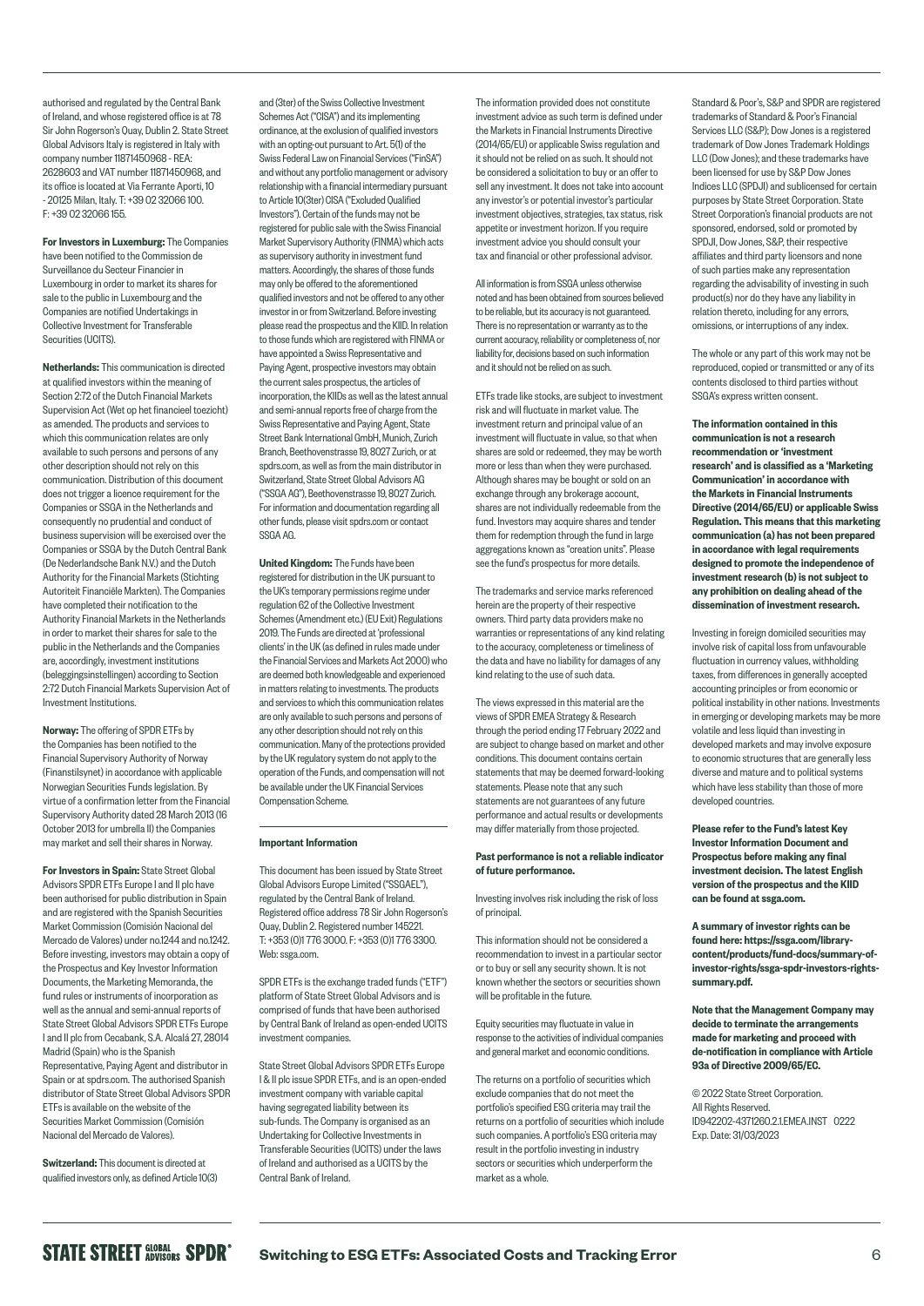authorised and regulated by the Central Bank of Ireland, and whose registered office is at 78 Sir John Rogerson's Quay, Dublin 2. State Street Global Advisors Italy is registered in Italy with company number 11871450968 - REA: 2628603 and VAT number 11871450968, and its office is located at Via Ferrante Aporti, 10 - 20125 Milan, Italy. T: +39 02 32066 100. F: +39 02 32066 155.

**For Investors in Luxemburg:** The Companies have been notified to the Commission de Surveillance du Secteur Financier in Luxembourg in order to market its shares for sale to the public in Luxembourg and the Companies are notified Undertakings in Collective Investment for Transferable Securities (UCITS).

**Netherlands:** This communication is directed at qualified investors within the meaning of Section 2:72 of the Dutch Financial Markets Supervision Act (Wet op het financieel toezicht) as amended. The products and services to which this communication relates are only available to such persons and persons of any other description should not rely on this communication. Distribution of this document does not trigger a licence requirement for the Companies or SSGA in the Netherlands and consequently no prudential and conduct of business supervision will be exercised over the Companies or SSGA by the Dutch Central Bank (De Nederlandsche Bank N.V.) and the Dutch Authority for the Financial Markets (Stichting Autoriteit Financiële Markten). The Companies have completed their notification to the Authority Financial Markets in the Netherlands in order to market their shares for sale to the public in the Netherlands and the Companies are, accordingly, investment institutions (beleggingsinstellingen) according to Section 2:72 Dutch Financial Markets Supervision Act of Investment Institutions.

**Norway:** The offering of SPDR ETFs by the Companies has been notified to the Financial Supervisory Authority of Norway (Finanstilsynet) in accordance with applicable Norwegian Securities Funds legislation. By virtue of a confirmation letter from the Financial Supervisory Authority dated 28 March 2013 (16 October 2013 for umbrella II) the Companies may market and sell their shares in Norway.

**For Investors in Spain:** State Street Global Advisors SPDR ETFs Europe I and II plc have been authorised for public distribution in Spain and are registered with the Spanish Securities Market Commission (Comisión Nacional del Mercado de Valores) under no.1244 and no.1242. Before investing, investors may obtain a copy of the Prospectus and Key Investor Information Documents, the Marketing Memoranda, the fund rules or instruments of incorporation as well as the annual and semi-annual reports of State Street Global Advisors SPDR ETFs Europe I and II plc from Cecabank, S.A. Alcalá 27, 28014 Madrid (Spain) who is the Spanish Representative, Paying Agent and distributor in Spain or at spdrs.com. The authorised Spanish distributor of State Street Global Advisors SPDR ETFs is available on the website of the Securities Market Commission (Comisión Nacional del Mercado de Valores).

**Switzerland:** This document is directed at qualified investors only, as defined Article 10(3) and (3ter) of the Swiss Collective Investment Schemes Act ("CISA") and its implementing ordinance, at the exclusion of qualified investors with an opting-out pursuant to Art. 5(1) of the Swiss Federal Law on Financial Services ("FinSA") and without any portfolio management or advisory relationship with a financial intermediary pursuant to Article 10(3ter) CISA ("Excluded Qualified Investors"). Certain of the funds may not be registered for public sale with the Swiss Financial Market Supervisory Authority (FINMA) which acts as supervisory authority in investment fund matters. Accordingly, the shares of those funds may only be offered to the aforementioned qualified investors and not be offered to any other investor in or from Switzerland. Before investing please read the prospectus and the KIID. In relation to those funds which are registered with FINMA or have appointed a Swiss Representative and Paying Agent, prospective investors may obtain the current sales prospectus, the articles of incorporation, the KIIDs as well as the latest annual and semi-annual reports free of charge from the Swiss Representative and Paying Agent, State Street Bank International GmbH, Munich, Zurich Branch, Beethovenstrasse 19, 8027 Zurich, or at spdrs.com, as well as from the main distributor in Switzerland, State Street Global Advisors AG ("SSGA AG"), Beethovenstrasse 19, 8027 Zurich. For information and documentation regarding all other funds, please visit spdrs.com or contact SSGA AG.

**United Kingdom:** The Funds have been registered for distribution in the UK pursuant to the UK's temporary permissions regime under regulation 62 of the Collective Investment Schemes (Amendment etc.) (EU Exit) Regulations 2019. The Funds are directed at 'professional clients' in the UK (as defined in rules made under the Financial Services and Markets Act 2000) who are deemed both knowledgeable and experienced in matters relating to investments. The products and services to which this communication relates are only available to such persons and persons of any other description should not rely on this communication. Many of the protections provided by the UK regulatory system do not apply to the operation of the Funds, and compensation will not be available under the UK Financial Services Compensation Scheme.

#### Important Information

This document has been issued by State Street Global Advisors Europe Limited ("SSGAEL"), regulated by the Central Bank of Ireland. Registered office address 78 Sir John Rogerson's Quay, Dublin 2. Registered number 145221. T: +353 (0)1 776 3000. F: +353 (0)1 776 3300. Web: ssga.com.

SPDR ETFs is the exchange traded funds ("ETF") platform of State Street Global Advisors and is comprised of funds that have been authorised by Central Bank of Ireland as open-ended UCITS investment companies.

State Street Global Advisors SPDR ETFs Europe I & II plc issue SPDR ETFs, and is an open-ended investment company with variable capital having segregated liability between its sub-funds. The Company is organised as an Undertaking for Collective Investments in Transferable Securities (UCITS) under the laws of Ireland and authorised as a UCITS by the Central Bank of Ireland.

The information provided does not constitute investment advice as such term is defined under the Markets in Financial Instruments Directive (2014/65/EU) or applicable Swiss regulation and it should not be relied on as such. It should not be considered a solicitation to buy or an offer to sell any investment. It does not take into account any investor's or potential investor's particular investment objectives, strategies, tax status, risk appetite or investment horizon. If you require investment advice you should consult your tax and financial or other professional advisor.

All information is from SSGA unless otherwise noted and has been obtained from sources believed to be reliable, but its accuracy is not guaranteed. There is no representation or warranty as to the current accuracy, reliability or completeness of, nor liability for, decisions based on such information and it should not be relied on as such.

ETFs trade like stocks, are subject to investment risk and will fluctuate in market value. The investment return and principal value of an investment will fluctuate in value, so that when shares are sold or redeemed, they may be worth more or less than when they were purchased. Although shares may be bought or sold on an exchange through any brokerage account, shares are not individually redeemable from the fund. Investors may acquire shares and tender them for redemption through the fund in large aggregations known as "creation units". Please see the fund's prospectus for more details.

The trademarks and service marks referenced herein are the property of their respective owners. Third party data providers make no warranties or representations of any kind relating to the accuracy, completeness or timeliness of the data and have no liability for damages of any kind relating to the use of such data.

The views expressed in this material are the views of SPDR EMEA Strategy & Research through the period ending 17 February 2022 and are subject to change based on market and other conditions. This document contains certain statements that may be deemed forward-looking statements. Please note that any such statements are not guarantees of any future performance and actual results or developments may differ materially from those projected.

**Past performance is not a reliable indicator of future performance.**

Investing involves risk including the risk of loss of principal.

This information should not be considered a recommendation to invest in a particular sector or to buy or sell any security shown. It is not known whether the sectors or securities shown will be profitable in the future.

Equity securities may fluctuate in value in response to the activities of individual companies and general market and economic conditions.

The returns on a portfolio of securities which exclude companies that do not meet the portfolio's specified ESG criteria may trail the returns on a portfolio of securities which include such companies. A portfolio's ESG criteria may result in the portfolio investing in industry sectors or securities which underperform the market as a whole.

Standard & Poor's, S&P and SPDR are registered trademarks of Standard & Poor's Financial Services LLC (S&P); Dow Jones is a registered trademark of Dow Jones Trademark Holdings LLC (Dow Jones); and these trademarks have been licensed for use by S&P Dow Jones Indices LLC (SPDJI) and sublicensed for certain purposes by State Street Corporation. State Street Corporation's financial products are not sponsored, endorsed, sold or promoted by SPDJI, Dow Jones, S&P, their respective affiliates and third party licensors and none of such parties make any representation regarding the advisability of investing in such product(s) nor do they have any liability in relation thereto, including for any errors, omissions, or interruptions of any index.

The whole or any part of this work may not be reproduced, copied or transmitted or any of its contents disclosed to third parties without SSGA's express written consent.

**The information contained in this communication is not a research recommendation or 'investment research' and is classified as a 'Marketing Communication' in accordance with the Markets in Financial Instruments Directive (2014/65/EU) or applicable Swiss Regulation. This means that this marketing communication (a) has not been prepared in accordance with legal requirements designed to promote the independence of investment research (b) is not subject to any prohibition on dealing ahead of the dissemination of investment research.**

Investing in foreign domiciled securities may involve risk of capital loss from unfavourable fluctuation in currency values, withholding taxes, from differences in generally accepted accounting principles or from economic or political instability in other nations. Investments in emerging or developing markets may be more volatile and less liquid than investing in developed markets and may involve exposure to economic structures that are generally less diverse and mature and to political systems which have less stability than those of more developed countries.

**Please refer to the Fund's latest Key Investor Information Document and Prospectus before making any final investment decision. The latest English version of the prospectus and the KIID can be found at ssga.com.**

**A summary of investor rights can be found here: https://ssga.com/library-content/products/fund-docs/summary-of-investor-rights/ssga-spdr-investors-rights-summary.pdf.**

**Note that the Management Company may decide to terminate the arrangements made for marketing and proceed with de-notification in compliance with Article 93a of Directive 2009/65/EC.**

© 2022 State Street Corporation.
All Rights Reserved.
ID942202-4371260.2.1.EMEA.INST 0222
Exp. Date: 31/03/2023